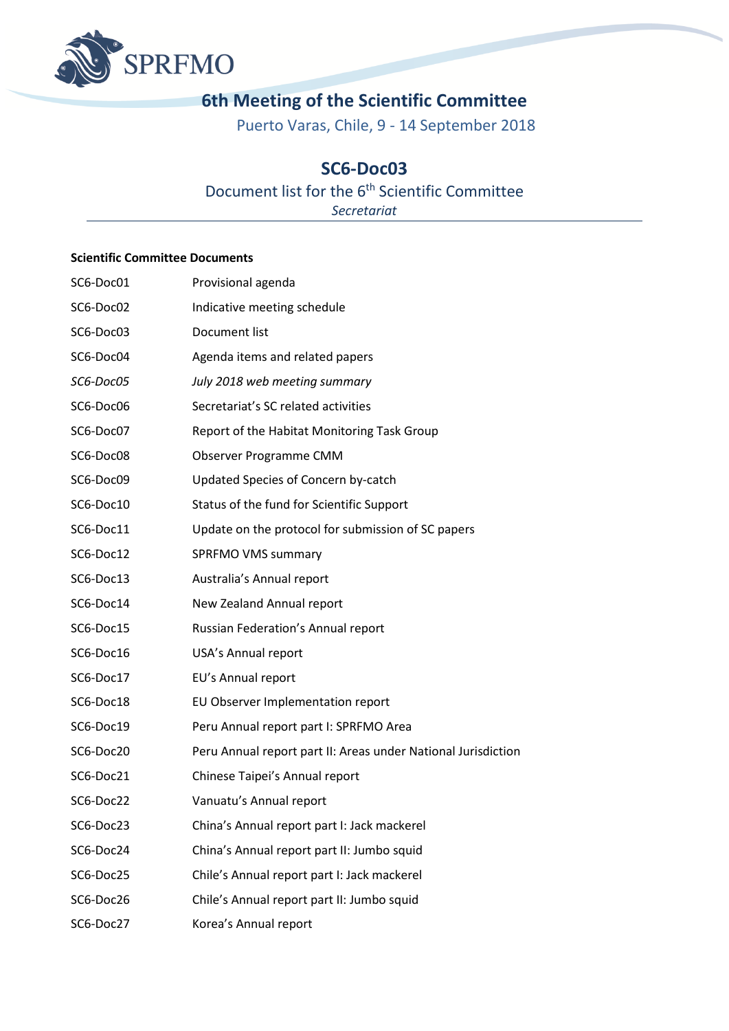SPRFMO

# 6th Meeting of the Scientific Committee

Puerto Varas, Chile, 9 - 14 September 2018

## SC6-Doc03

Document list for the 6th Scientific Committee

*Secretariat*

---

**Scientific Committee Documents**

| | |
|---|---|
| SC6-Doc01 | Provisional agenda |
| SC6-Doc02 | Indicative meeting schedule |
| SC6-Doc03 | Document list |
| SC6-Doc04 | Agenda items and related papers |
| *SC6-Doc05* | *July 2018 web meeting summary* |
| SC6-Doc06 | Secretariat's SC related activities |
| SC6-Doc07 | Report of the Habitat Monitoring Task Group |
| SC6-Doc08 | Observer Programme CMM |
| SC6-Doc09 | Updated Species of Concern by-catch |
| SC6-Doc10 | Status of the fund for Scientific Support |
| SC6-Doc11 | Update on the protocol for submission of SC papers |
| SC6-Doc12 | SPRFMO VMS summary |
| SC6-Doc13 | Australia's Annual report |
| SC6-Doc14 | New Zealand Annual report |
| SC6-Doc15 | Russian Federation's Annual report |
| SC6-Doc16 | USA's Annual report |
| SC6-Doc17 | EU's Annual report |
| SC6-Doc18 | EU Observer Implementation report |
| SC6-Doc19 | Peru Annual report part I: SPRFMO Area |
| SC6-Doc20 | Peru Annual report part II: Areas under National Jurisdiction |
| SC6-Doc21 | Chinese Taipei's Annual report |
| SC6-Doc22 | Vanuatu's Annual report |
| SC6-Doc23 | China's Annual report part I: Jack mackerel |
| SC6-Doc24 | China's Annual report part II: Jumbo squid |
| SC6-Doc25 | Chile's Annual report part I: Jack mackerel |
| SC6-Doc26 | Chile's Annual report part II: Jumbo squid |
| SC6-Doc27 | Korea's Annual report |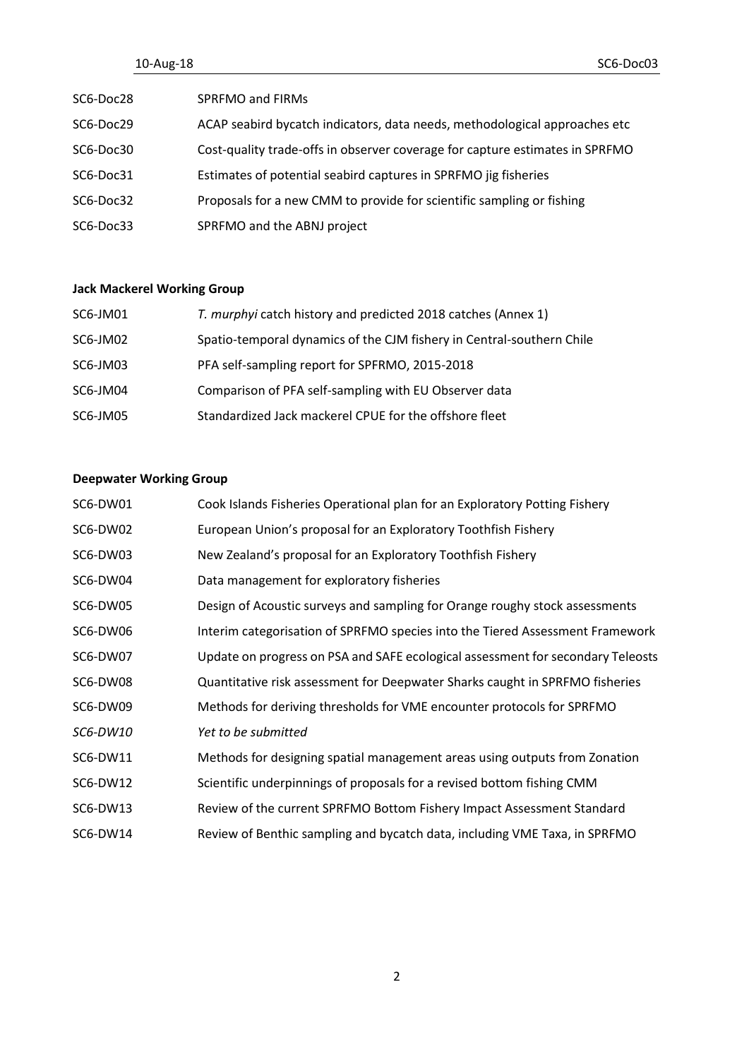| | |
|---|---|
| SC6-Doc28 | SPRFMO and FIRMs |
| SC6-Doc29 | ACAP seabird bycatch indicators, data needs, methodological approaches etc |
| SC6-Doc30 | Cost-quality trade-offs in observer coverage for capture estimates in SPRFMO |
| SC6-Doc31 | Estimates of potential seabird captures in SPRFMO jig fisheries |
| SC6-Doc32 | Proposals for a new CMM to provide for scientific sampling or fishing |
| SC6-Doc33 | SPRFMO and the ABNJ project |

**Jack Mackerel Working Group**

| | |
|---|---|
| SC6-JM01 | *T. murphyi* catch history and predicted 2018 catches (Annex 1) |
| SC6-JM02 | Spatio-temporal dynamics of the CJM fishery in Central-southern Chile |
| SC6-JM03 | PFA self-sampling report for SPFRMO, 2015-2018 |
| SC6-JM04 | Comparison of PFA self-sampling with EU Observer data |
| SC6-JM05 | Standardized Jack mackerel CPUE for the offshore fleet |

**Deepwater Working Group**

| | |
|---|---|
| SC6-DW01 | Cook Islands Fisheries Operational plan for an Exploratory Potting Fishery |
| SC6-DW02 | European Union's proposal for an Exploratory Toothfish Fishery |
| SC6-DW03 | New Zealand's proposal for an Exploratory Toothfish Fishery |
| SC6-DW04 | Data management for exploratory fisheries |
| SC6-DW05 | Design of Acoustic surveys and sampling for Orange roughy stock assessments |
| SC6-DW06 | Interim categorisation of SPRFMO species into the Tiered Assessment Framework |
| SC6-DW07 | Update on progress on PSA and SAFE ecological assessment for secondary Teleosts |
| SC6-DW08 | Quantitative risk assessment for Deepwater Sharks caught in SPRFMO fisheries |
| SC6-DW09 | Methods for deriving thresholds for VME encounter protocols for SPRFMO |
| *SC6-DW10* | *Yet to be submitted* |
| SC6-DW11 | Methods for designing spatial management areas using outputs from Zonation |
| SC6-DW12 | Scientific underpinnings of proposals for a revised bottom fishing CMM |
| SC6-DW13 | Review of the current SPRFMO Bottom Fishery Impact Assessment Standard |
| SC6-DW14 | Review of Benthic sampling and bycatch data, including VME Taxa, in SPRFMO |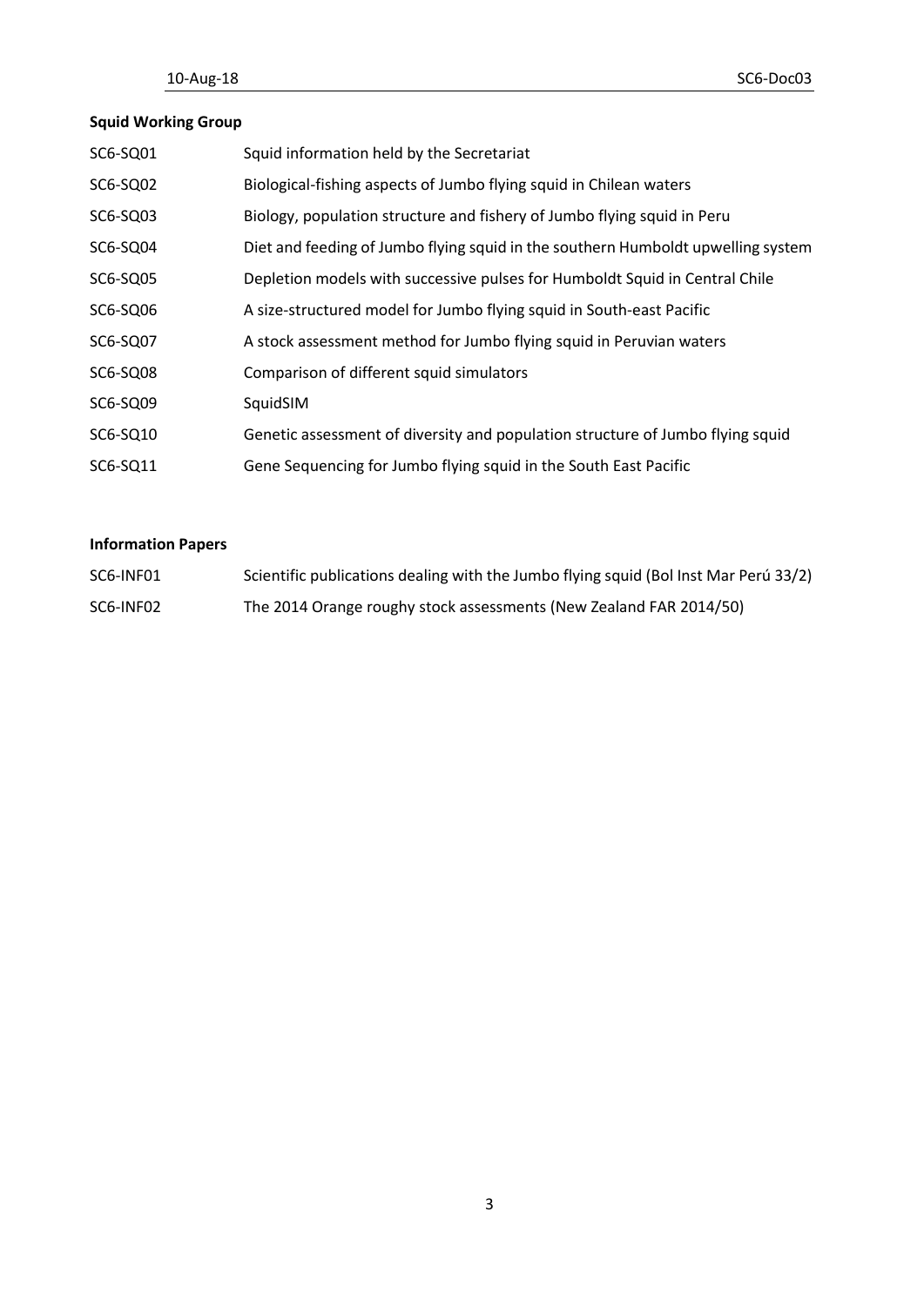**Squid Working Group**

| | |
|---|---|
| SC6-SQ01 | Squid information held by the Secretariat |
| SC6-SQ02 | Biological-fishing aspects of Jumbo flying squid in Chilean waters |
| SC6-SQ03 | Biology, population structure and fishery of Jumbo flying squid in Peru |
| SC6-SQ04 | Diet and feeding of Jumbo flying squid in the southern Humboldt upwelling system |
| SC6-SQ05 | Depletion models with successive pulses for Humboldt Squid in Central Chile |
| SC6-SQ06 | A size-structured model for Jumbo flying squid in South-east Pacific |
| SC6-SQ07 | A stock assessment method for Jumbo flying squid in Peruvian waters |
| SC6-SQ08 | Comparison of different squid simulators |
| SC6-SQ09 | SquidSIM |
| SC6-SQ10 | Genetic assessment of diversity and population structure of Jumbo flying squid |
| SC6-SQ11 | Gene Sequencing for Jumbo flying squid in the South East Pacific |

**Information Papers**

| | |
|---|---|
| SC6-INF01 | Scientific publications dealing with the Jumbo flying squid (Bol Inst Mar Perú 33/2) |
| SC6-INF02 | The 2014 Orange roughy stock assessments (New Zealand FAR 2014/50) |